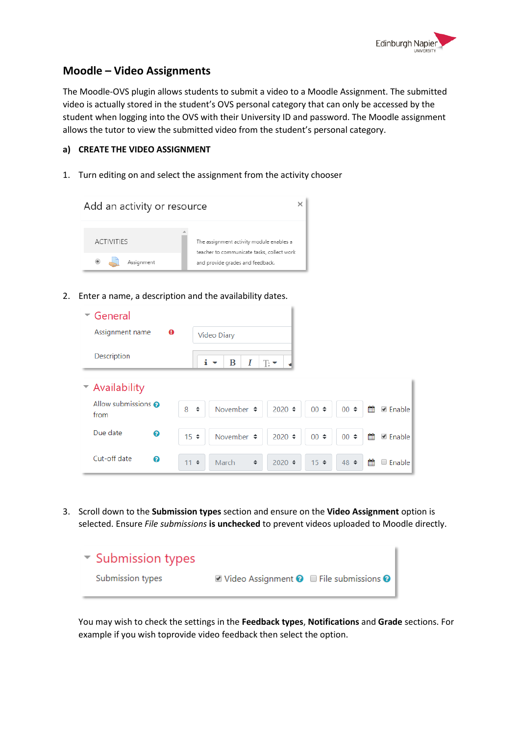# Moodle – Video Assignments

The Moodle-OVS plugin allows students to submit a video to a Moodle Assignment. The submitted video is actually stored in the student's OVS personal category that can only be accessed by the student when logging into the OVS with their University ID and password. The Moodle assignment allows the tutor to view the submitted video from the student's personal category.

**a) CREATE THE VIDEO ASSIGNMENT**

1. Turn editing on and select the assignment from the activity chooser

2. Enter a name, a description and the availability dates.

3. Scroll down to the **Submission types** section and ensure on the **Video Assignment** option is selected. Ensure *File submissions* **is unchecked** to prevent videos uploaded to Moodle directly.

You may wish to check the settings in the **Feedback types**, **Notifications** and **Grade** sections. For example if you wish toprovide video feedback then select the option.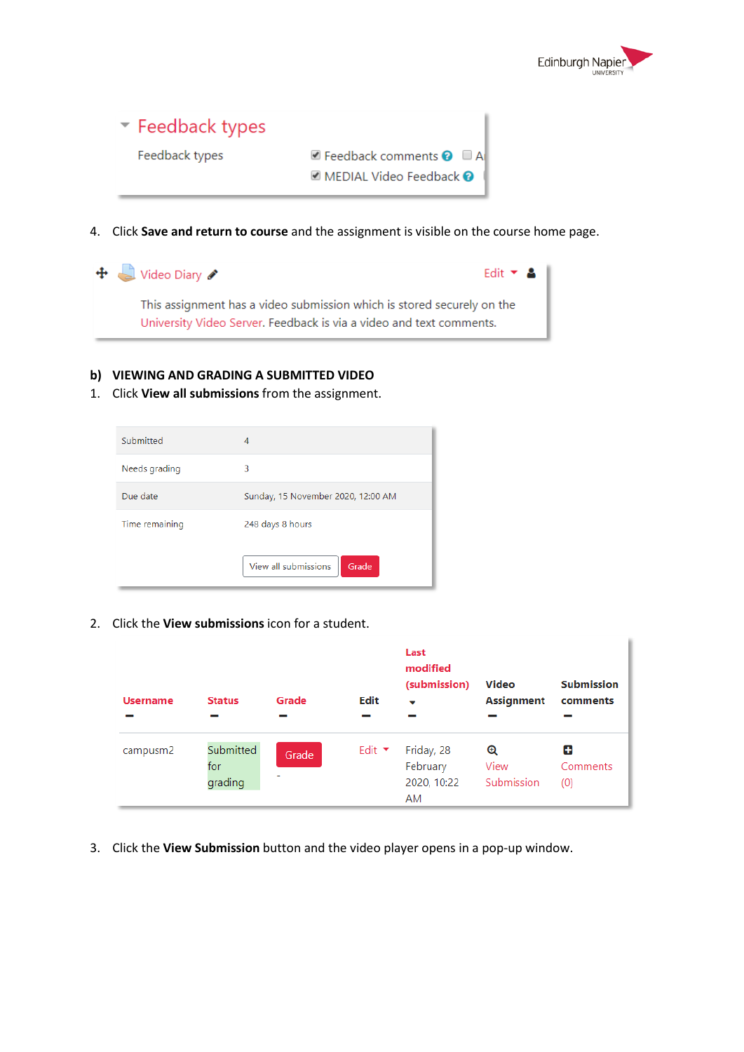**Feedback types**

Feedback types ☑ Feedback comments ☐ A ☑ MEDIAL Video Feedback

4. Click **Save and return to course** and the assignment is visible on the course home page.

Video Diary

This assignment has a video submission which is stored securely on the University Video Server. Feedback is via a video and text comments.

## b) VIEWING AND GRADING A SUBMITTED VIDEO

1. Click **View all submissions** from the assignment.

| | |
|---|---|
| Submitted | 4 |
| Needs grading | 3 |
| Due date | Sunday, 15 November 2020, 12:00 AM |
| Time remaining | 248 days 8 hours |

View all submissions | Grade

2. Click the **View submissions** icon for a student.

| Username | Status | Grade | Edit | Last modified (submission) | Video Assignment | Submission comments |
|---|---|---|---|---|---|---|
| campusm2 | Submitted for grading | Grade - | Edit | Friday, 28 February 2020, 10:22 AM | View Submission | Comments (0) |

3. Click the **View Submission** button and the video player opens in a pop-up window.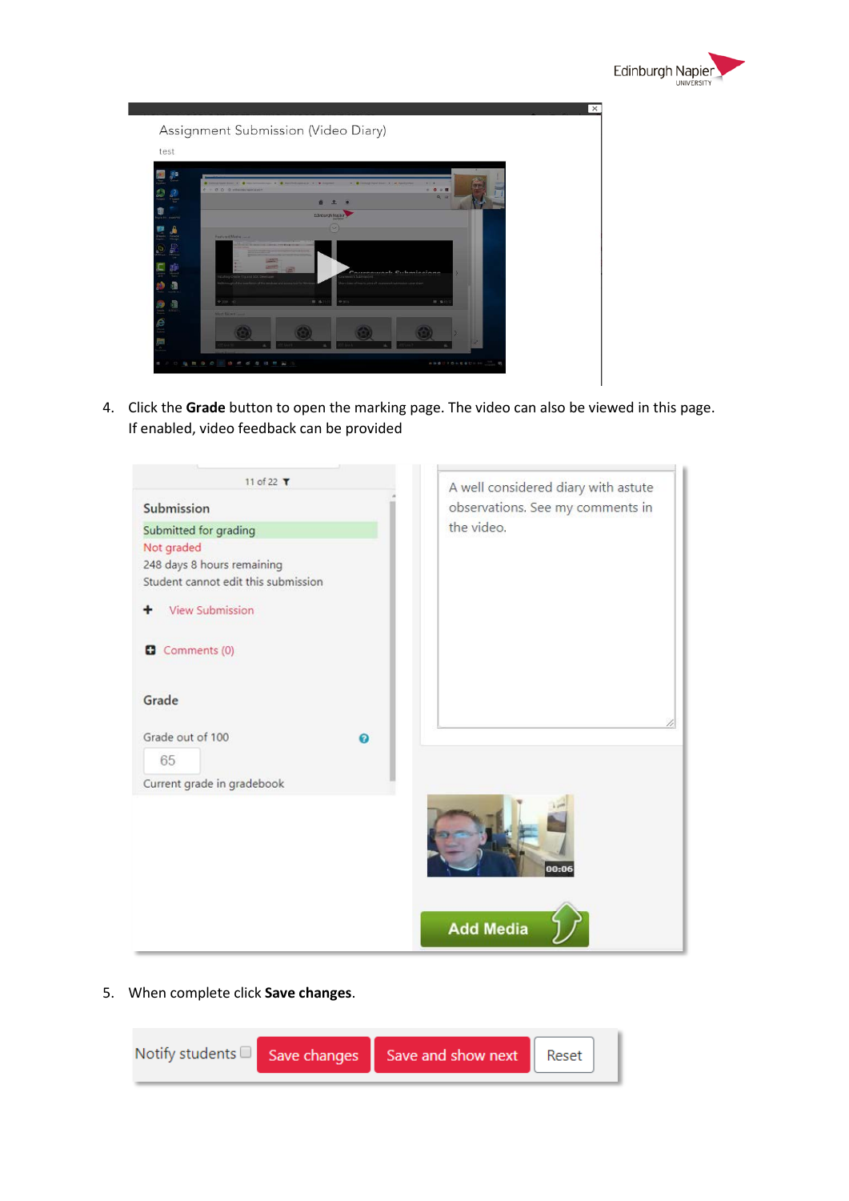4. Click the **Grade** button to open the marking page. The video can also be viewed in this page. If enabled, video feedback can be provided

5. When complete click **Save changes**.